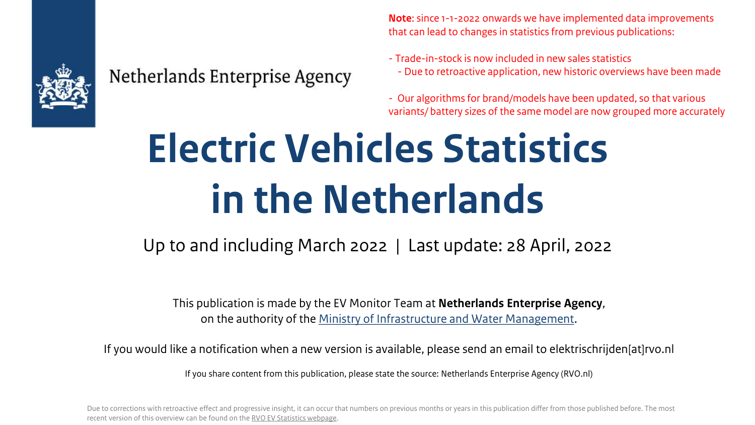Netherlands Enterprise Agency

**Note**: since 1-1-2022 onwards we have implemented data improvements that can lead to changes in statistics from previous publications:

- Trade-in-stock is now included in new sales statistics
  - Due to retroactive application, new historic overviews have been made
- Our algorithms for brand/models have been updated, so that various variants/ battery sizes of the same model are now grouped more accurately

# Electric Vehicles Statistics in the Netherlands

Up to and including March 2022 | Last update: 28 April, 2022

This publication is made by the EV Monitor Team at **Netherlands Enterprise Agency**, on the authority of the Ministry of Infrastructure and Water Management.

If you would like a notification when a new version is available, please send an email to elektrischrijden[at]rvo.nl

If you share content from this publication, please state the source: Netherlands Enterprise Agency (RVO.nl)

Due to corrections with retroactive effect and progressive insight, it can occur that numbers on previous months or years in this publication differ from those published before. The most recent version of this overview can be found on the RVO EV Statistics webpage.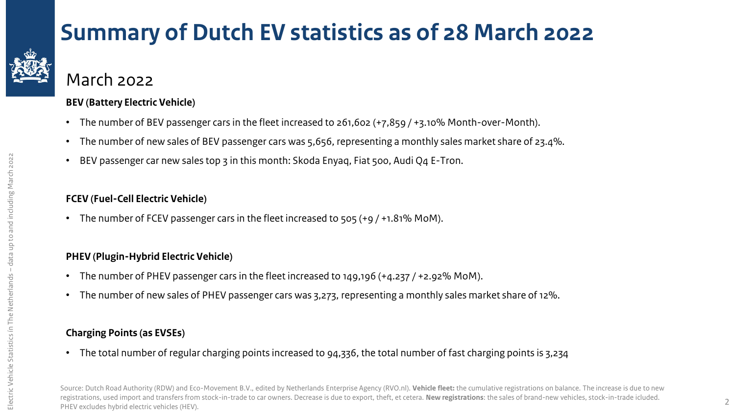# Summary of Dutch EV statistics as of 28 March 2022

## March 2022

**BEV (Battery Electric Vehicle)**

- The number of BEV passenger cars in the fleet increased to 261,602 (+7,859 / +3.10% Month-over-Month).
- The number of new sales of BEV passenger cars was 5,656, representing a monthly sales market share of 23.4%.
- BEV passenger car new sales top 3 in this month: Skoda Enyaq, Fiat 500, Audi Q4 E-Tron.

**FCEV (Fuel-Cell Electric Vehicle)**

- The number of FCEV passenger cars in the fleet increased to 505 (+9 / +1.81% MoM).

**PHEV (Plugin-Hybrid Electric Vehicle)**

- The number of PHEV passenger cars in the fleet increased to 149,196 (+4.237 / +2.92% MoM).
- The number of new sales of PHEV passenger cars was 3,273, representing a monthly sales market share of 12%.

**Charging Points (as EVSEs)**

- The total number of regular charging points increased to 94,336, the total number of fast charging points is 3,234

Source: Dutch Road Authority (RDW) and Eco-Movement B.V., edited by Netherlands Enterprise Agency (RVO.nl). **Vehicle fleet:** the cumulative registrations on balance. The increase is due to new registrations, used import and transfers from stock-in-trade to car owners. Decrease is due to export, theft, et cetera. **New registrations**: the sales of brand-new vehicles, stock-in-trade icluded. PHEV excludes hybrid electric vehicles (HEV).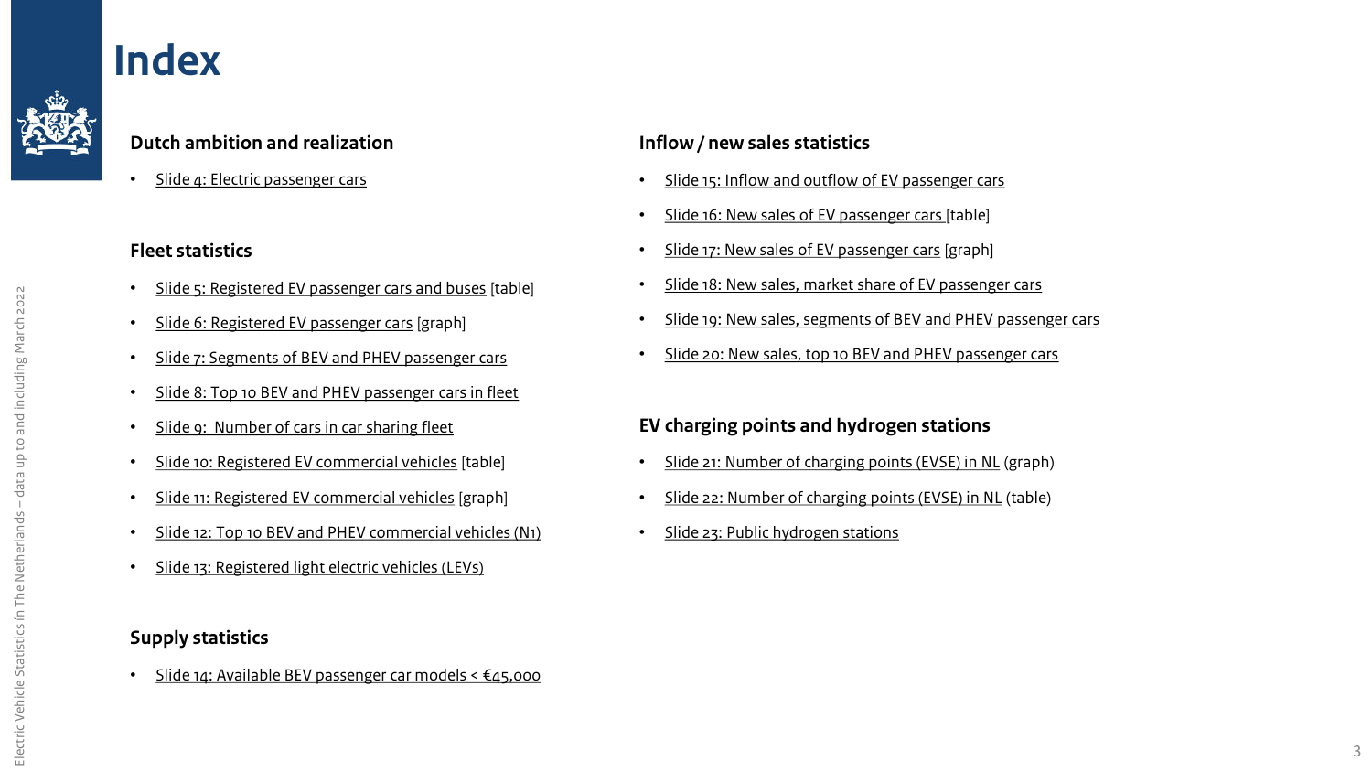# Index

## Dutch ambition and realization

- Slide 4: Electric passenger cars

## Fleet statistics

- Slide 5: Registered EV passenger cars and buses [table]
- Slide 6: Registered EV passenger cars [graph]
- Slide 7: Segments of BEV and PHEV passenger cars
- Slide 8: Top 10 BEV and PHEV passenger cars in fleet
- Slide 9:  Number of cars in car sharing fleet
- Slide 10: Registered EV commercial vehicles [table]
- Slide 11: Registered EV commercial vehicles [graph]
- Slide 12: Top 10 BEV and PHEV commercial vehicles (N1)
- Slide 13: Registered light electric vehicles (LEVs)

## Supply statistics

- Slide 14: Available BEV passenger car models < €45,000

## Inflow / new sales statistics

- Slide 15: Inflow and outflow of EV passenger cars
- Slide 16: New sales of EV passenger cars [table]
- Slide 17: New sales of EV passenger cars [graph]
- Slide 18: New sales, market share of EV passenger cars
- Slide 19: New sales, segments of BEV and PHEV passenger cars
- Slide 20: New sales, top 10 BEV and PHEV passenger cars

## EV charging points and hydrogen stations

- Slide 21: Number of charging points (EVSE) in NL (graph)
- Slide 22: Number of charging points (EVSE) in NL (table)
- Slide 23: Public hydrogen stations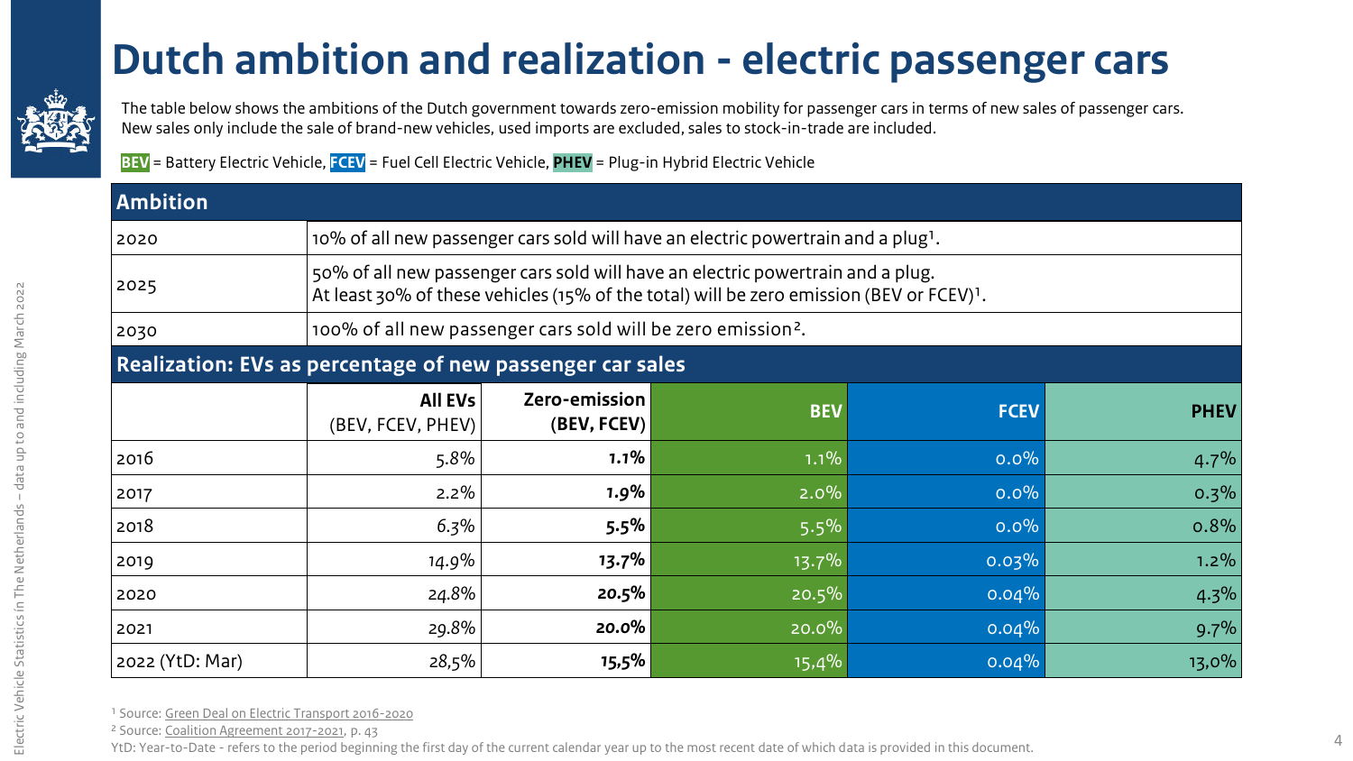# Dutch ambition and realization - electric passenger cars

The table below shows the ambitions of the Dutch government towards zero-emission mobility for passenger cars in terms of new sales of passenger cars. New sales only include the sale of brand-new vehicles, used imports are excluded, sales to stock-in-trade are included.

**BEV** = Battery Electric Vehicle, **FCEV** = Fuel Cell Electric Vehicle, **PHEV** = Plug-in Hybrid Electric Vehicle

| **Ambition** | |
|---|---|
| 2020 | 10% of all new passenger cars sold will have an electric powertrain and a plug[1]. |
| 2025 | 50% of all new passenger cars sold will have an electric powertrain and a plug. At least 30% of these vehicles (15% of the total) will be zero emission (BEV or FCEV)[1]. |
| 2030 | 100% of all new passenger cars sold will be zero emission[2]. |

**Realization: EVs as percentage of new passenger car sales**

| | **All EVs** (BEV, FCEV, PHEV) | **Zero-emission (BEV, FCEV)** | **BEV** | **FCEV** | **PHEV** |
|---|---|---|---|---|---|
| 2016 | 5.8% | **1.1%** | 1.1% | 0.0% | 4.7% |
| 2017 | 2.2% | **1.9%** | 2.0% | 0.0% | 0.3% |
| 2018 | 6.3% | **5.5%** | 5.5% | 0.0% | 0.8% |
| 2019 | 14.9% | **13.7%** | 13.7% | 0.03% | 1.2% |
| 2020 | 24.8% | **20.5%** | 20.5% | 0.04% | 4.3% |
| 2021 | 29.8% | **20.0%** | 20.0% | 0.04% | 9.7% |
| 2022 (YtD: Mar) | 28,5% | **15,5%** | 15,4% | 0.04% | 13,0% |

[1] Source: Green Deal on Electric Transport 2016-2020

[2] Source: Coalition Agreement 2017-2021, p. 43

YtD: Year-to-Date - refers to the period beginning the first day of the current calendar year up to the most recent date of which data is provided in this document.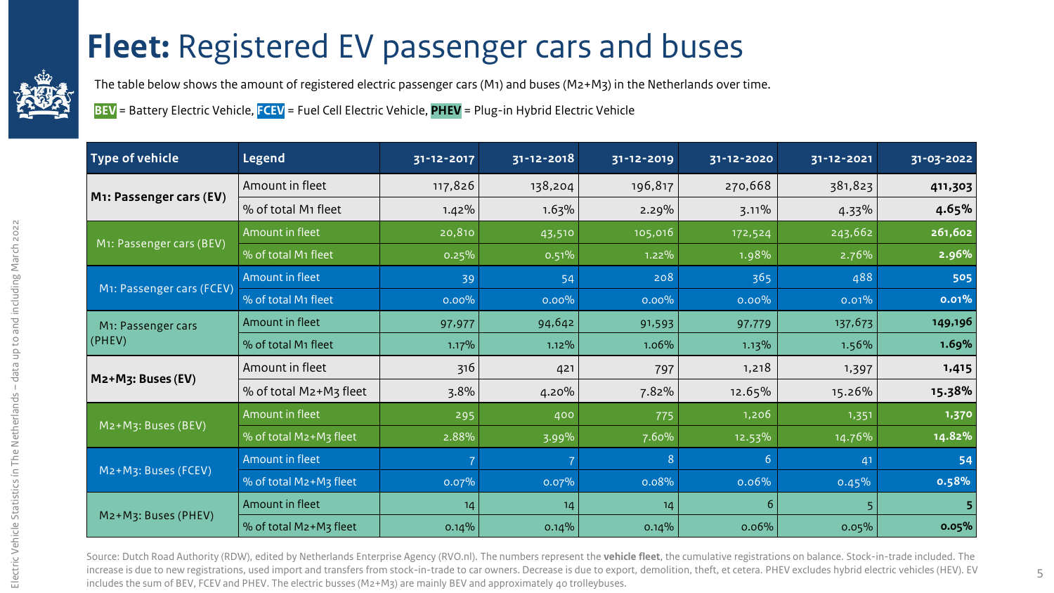# **Fleet:** Registered EV passenger cars and buses

The table below shows the amount of registered electric passenger cars (M1) and buses (M2+M3) in the Netherlands over time.

**BEV** = Battery Electric Vehicle, **FCEV** = Fuel Cell Electric Vehicle, **PHEV** = Plug-in Hybrid Electric Vehicle

| Type of vehicle | Legend | 31-12-2017 | 31-12-2018 | 31-12-2019 | 31-12-2020 | 31-12-2021 | 31-03-2022 |
|---|---|---|---|---|---|---|---|
| **M1: Passenger cars (EV)** | Amount in fleet | 117,826 | 138,204 | 196,817 | 270,668 | 381,823 | **411,303** |
| | % of total M1 fleet | 1.42% | 1.63% | 2.29% | 3.11% | 4.33% | **4.65%** |
| M1: Passenger cars (BEV) | Amount in fleet | 20,810 | 43,510 | 105,016 | 172,524 | 243,662 | **261,602** |
| | % of total M1 fleet | 0.25% | 0.51% | 1.22% | 1.98% | 2.76% | **2.96%** |
| M1: Passenger cars (FCEV) | Amount in fleet | 39 | 54 | 208 | 365 | 488 | **505** |
| | % of total M1 fleet | 0.00% | 0.00% | 0.00% | 0.00% | 0.01% | **0.01%** |
| M1: Passenger cars (PHEV) | Amount in fleet | 97,977 | 94,642 | 91,593 | 97,779 | 137,673 | **149,196** |
| | % of total M1 fleet | 1.17% | 1.12% | 1.06% | 1.13% | 1.56% | **1.69%** |
| **M2+M3: Buses (EV)** | Amount in fleet | 316 | 421 | 797 | 1,218 | 1,397 | **1,415** |
| | % of total M2+M3 fleet | 3.8% | 4.20% | 7.82% | 12.65% | 15.26% | **15.38%** |
| M2+M3: Buses (BEV) | Amount in fleet | 295 | 400 | 775 | 1,206 | 1,351 | **1,370** |
| | % of total M2+M3 fleet | 2.88% | 3.99% | 7.60% | 12.53% | 14.76% | **14.82%** |
| M2+M3: Buses (FCEV) | Amount in fleet | 7 | 7 | 8 | 6 | 41 | **54** |
| | % of total M2+M3 fleet | 0.07% | 0.07% | 0.08% | 0.06% | 0.45% | **0.58%** |
| M2+M3: Buses (PHEV) | Amount in fleet | 14 | 14 | 14 | 6 | 5 | **5** |
| | % of total M2+M3 fleet | 0.14% | 0.14% | 0.14% | 0.06% | 0.05% | **0.05%** |

Source: Dutch Road Authority (RDW), edited by Netherlands Enterprise Agency (RVO.nl). The numbers represent the **vehicle fleet**, the cumulative registrations on balance. Stock-in-trade included. The increase is due to new registrations, used import and transfers from stock-in-trade to car owners. Decrease is due to export, demolition, theft, et cetera. PHEV excludes hybrid electric vehicles (HEV). EV includes the sum of BEV, FCEV and PHEV. The electric busses (M2+M3) are mainly BEV and approximately 40 trolleybuses.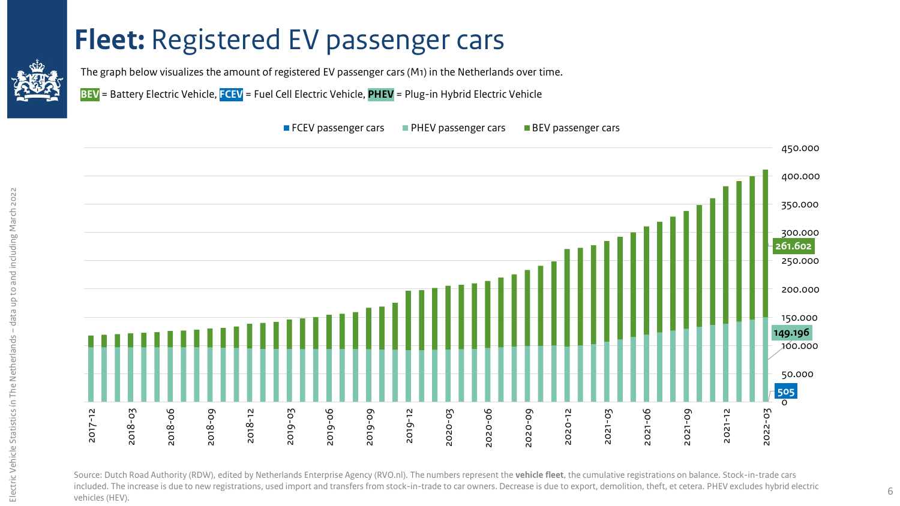# **Fleet:** Registered EV passenger cars

The graph below visualizes the amount of registered EV passenger cars (M1) in the Netherlands over time.

**BEV** = Battery Electric Vehicle, **FCEV** = Fuel Cell Electric Vehicle, **PHEV** = Plug-in Hybrid Electric Vehicle

FCEV passenger cars PHEV passenger cars BEV passenger cars

261.602

149.196

505

Source: Dutch Road Authority (RDW), edited by Netherlands Enterprise Agency (RVO.nl). The numbers represent the **vehicle fleet**, the cumulative registrations on balance. Stock-in-trade cars included. The increase is due to new registrations, used import and transfers from stock-in-trade to car owners. Decrease is due to export, demolition, theft, et cetera. PHEV excludes hybrid electric vehicles (HEV).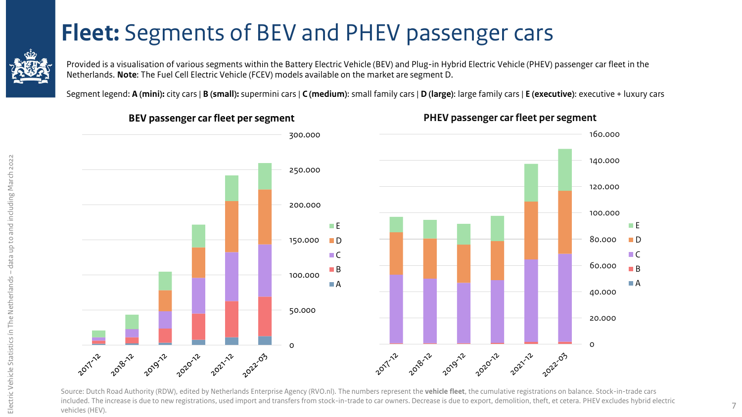# **Fleet:** Segments of BEV and PHEV passenger cars

Provided is a visualisation of various segments within the Battery Electric Vehicle (BEV) and Plug-in Hybrid Electric Vehicle (PHEV) passenger car fleet in the Netherlands. **Note**: The Fuel Cell Electric Vehicle (FCEV) models available on the market are segment D.

Segment legend: **A (mini):** city cars | **B (small):** supermini cars | **C (medium)**: small family cars | **D (large)**: large family cars | **E (executive)**: executive + luxury cars

**BEV passenger car fleet per segment**

**PHEV passenger car fleet per segment**

Source: Dutch Road Authority (RDW), edited by Netherlands Enterprise Agency (RVO.nl). The numbers represent the **vehicle fleet**, the cumulative registrations on balance. Stock-in-trade cars included. The increase is due to new registrations, used import and transfers from stock-in-trade to car owners. Decrease is due to export, demolition, theft, et cetera. PHEV excludes hybrid electric vehicles (HEV).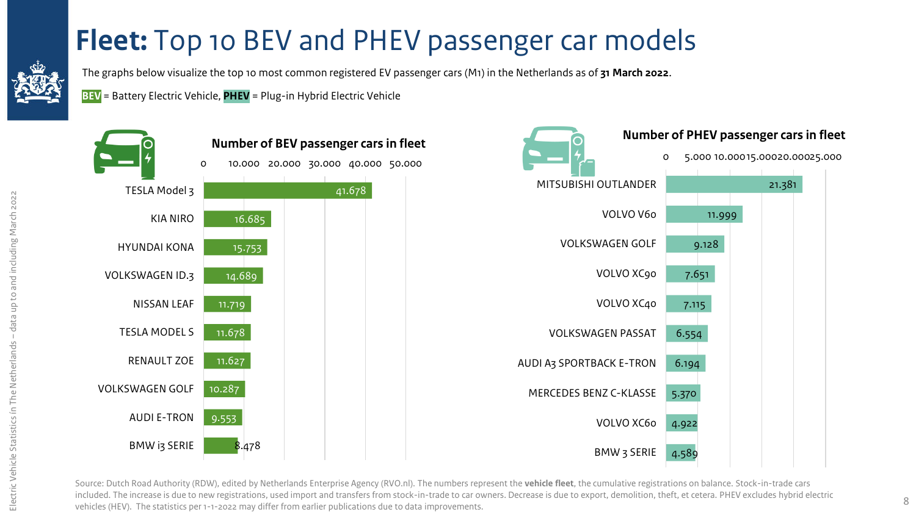# **Fleet:** Top 10 BEV and PHEV passenger car models

The graphs below visualize the top 10 most common registered EV passenger cars (M1) in the Netherlands as of **31 March 2022**.

**BEV** = Battery Electric Vehicle, **PHEV** = Plug-in Hybrid Electric Vehicle

**Number of BEV passenger cars in fleet**

| Model | Number |
|---|---|
| TESLA Model 3 | 41.678 |
| KIA NIRO | 16.685 |
| HYUNDAI KONA | 15.753 |
| VOLKSWAGEN ID.3 | 14.689 |
| NISSAN LEAF | 11.719 |
| TESLA MODEL S | 11.678 |
| RENAULT ZOE | 11.627 |
| VOLKSWAGEN GOLF | 10.287 |
| AUDI E-TRON | 9.553 |
| BMW i3 SERIE | 8.478 |

**Number of PHEV passenger cars in fleet**

| Model | Number |
|---|---|
| MITSUBISHI OUTLANDER | 21.381 |
| VOLVO V60 | 11.999 |
| VOLKSWAGEN GOLF | 9.128 |
| VOLVO XC90 | 7.651 |
| VOLVO XC40 | 7.115 |
| VOLKSWAGEN PASSAT | 6.554 |
| AUDI A3 SPORTBACK E-TRON | 6.194 |
| MERCEDES BENZ C-KLASSE | 5.370 |
| VOLVO XC60 | 4.922 |
| BMW 3 SERIE | 4.589 |

Source: Dutch Road Authority (RDW), edited by Netherlands Enterprise Agency (RVO.nl). The numbers represent the **vehicle fleet**, the cumulative registrations on balance. Stock-in-trade cars included. The increase is due to new registrations, used import and transfers from stock-in-trade to car owners. Decrease is due to export, demolition, theft, et cetera. PHEV excludes hybrid electric vehicles (HEV). The statistics per 1-1-2022 may differ from earlier publications due to data improvements.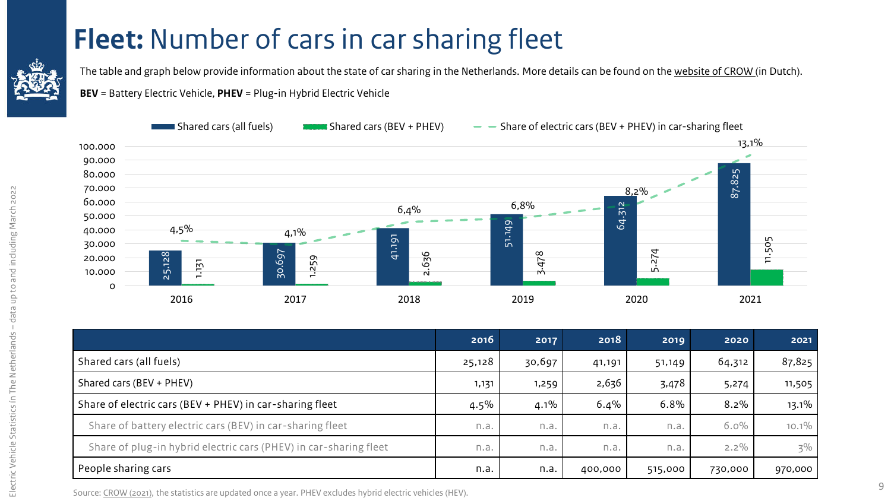# **Fleet:** Number of cars in car sharing fleet

The table and graph below provide information about the state of car sharing in the Netherlands. More details can be found on the website of CROW (in Dutch).

**BEV** = Battery Electric Vehicle, **PHEV** = Plug-in Hybrid Electric Vehicle

Shared cars (all fuels) | Shared cars (BEV + PHEV) | Share of electric cars (BEV + PHEV) in car-sharing fleet

| Year | Shared cars (all fuels) | Shared cars (BEV + PHEV) | Share of electric cars (BEV + PHEV) in car-sharing fleet |
|---|---|---|---|
| 2016 | 25.128 | 1.131 | 4,5% |
| 2017 | 30.697 | 1.259 | 4,1% |
| 2018 | 41.191 | 2.636 | 6,4% |
| 2019 | 51.149 | 3.478 | 6,8% |
| 2020 | 64.312 | 5.274 | 8,2% |
| 2021 | 87.825 | 11.505 | 13,1% |

| | 2016 | 2017 | 2018 | 2019 | 2020 | 2021 |
|---|---|---|---|---|---|---|
| Shared cars (all fuels) | 25,128 | 30,697 | 41,191 | 51,149 | 64,312 | 87,825 |
| Shared cars (BEV + PHEV) | 1,131 | 1,259 | 2,636 | 3,478 | 5,274 | 11,505 |
| Share of electric cars (BEV + PHEV) in car-sharing fleet | 4.5% | 4.1% | 6.4% | 6.8% | 8.2% | 13.1% |
| Share of battery electric cars (BEV) in car-sharing fleet | n.a. | n.a. | n.a. | n.a. | 6.0% | 10.1% |
| Share of plug-in hybrid electric cars (PHEV) in car-sharing fleet | n.a. | n.a. | n.a. | n.a. | 2.2% | 3% |
| People sharing cars | n.a. | n.a. | 400,000 | 515,000 | 730,000 | 970,000 |

Source: CROW (2021), the statistics are updated once a year. PHEV excludes hybrid electric vehicles (HEV).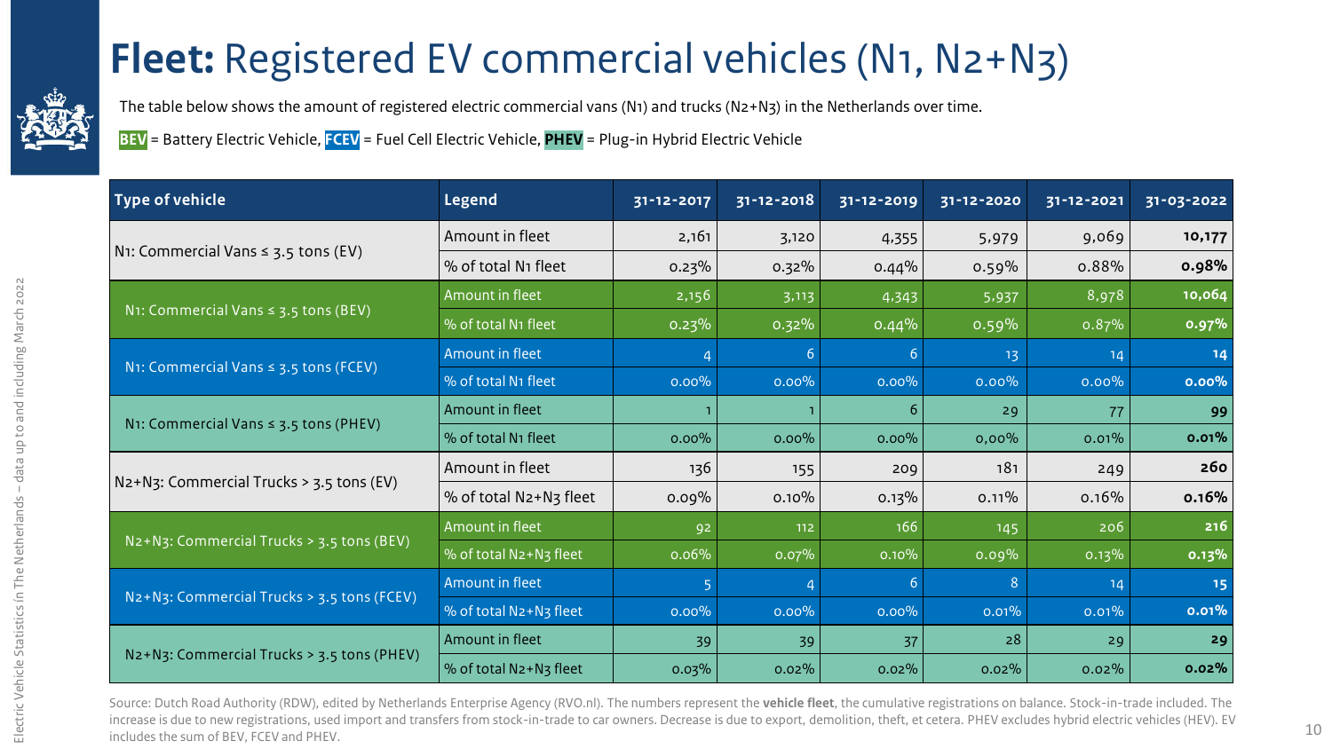# **Fleet:** Registered EV commercial vehicles (N1, N2+N3)

The table below shows the amount of registered electric commercial vans (N1) and trucks (N2+N3) in the Netherlands over time.

**BEV** = Battery Electric Vehicle, **FCEV** = Fuel Cell Electric Vehicle, **PHEV** = Plug-in Hybrid Electric Vehicle

| Type of vehicle | Legend | 31-12-2017 | 31-12-2018 | 31-12-2019 | 31-12-2020 | 31-12-2021 | 31-03-2022 |
|---|---|---|---|---|---|---|---|
| N1: Commercial Vans ≤ 3.5 tons (EV) | Amount in fleet | 2,161 | 3,120 | 4,355 | 5,979 | 9,069 | **10,177** |
| | % of total N1 fleet | 0.23% | 0.32% | 0.44% | 0.59% | 0.88% | **0.98%** |
| N1: Commercial Vans ≤ 3.5 tons (BEV) | Amount in fleet | 2,156 | 3,113 | 4,343 | 5,937 | 8,978 | **10,064** |
| | % of total N1 fleet | 0.23% | 0.32% | 0.44% | 0.59% | 0.87% | **0.97%** |
| N1: Commercial Vans ≤ 3.5 tons (FCEV) | Amount in fleet | 4 | 6 | 6 | 13 | 14 | **14** |
| | % of total N1 fleet | 0.00% | 0.00% | 0.00% | 0.00% | 0.00% | **0.00%** |
| N1: Commercial Vans ≤ 3.5 tons (PHEV) | Amount in fleet | 1 | 1 | 6 | 29 | 77 | **99** |
| | % of total N1 fleet | 0.00% | 0.00% | 0.00% | 0,00% | 0.01% | **0.01%** |
| N2+N3: Commercial Trucks > 3.5 tons (EV) | Amount in fleet | 136 | 155 | 209 | 181 | 249 | **260** |
| | % of total N2+N3 fleet | 0.09% | 0.10% | 0.13% | 0.11% | 0.16% | **0.16%** |
| N2+N3: Commercial Trucks > 3.5 tons (BEV) | Amount in fleet | 92 | 112 | 166 | 145 | 206 | **216** |
| | % of total N2+N3 fleet | 0.06% | 0.07% | 0.10% | 0.09% | 0.13% | **0.13%** |
| N2+N3: Commercial Trucks > 3.5 tons (FCEV) | Amount in fleet | 5 | 4 | 6 | 8 | 14 | **15** |
| | % of total N2+N3 fleet | 0.00% | 0.00% | 0.00% | 0.01% | 0.01% | **0.01%** |
| N2+N3: Commercial Trucks > 3.5 tons (PHEV) | Amount in fleet | 39 | 39 | 37 | 28 | 29 | **29** |
| | % of total N2+N3 fleet | 0.03% | 0.02% | 0.02% | 0.02% | 0.02% | **0.02%** |

Source: Dutch Road Authority (RDW), edited by Netherlands Enterprise Agency (RVO.nl). The numbers represent the **vehicle fleet**, the cumulative registrations on balance. Stock-in-trade included. The increase is due to new registrations, used import and transfers from stock-in-trade to car owners. Decrease is due to export, demolition, theft, et cetera. PHEV excludes hybrid electric vehicles (HEV). EV includes the sum of BEV, FCEV and PHEV.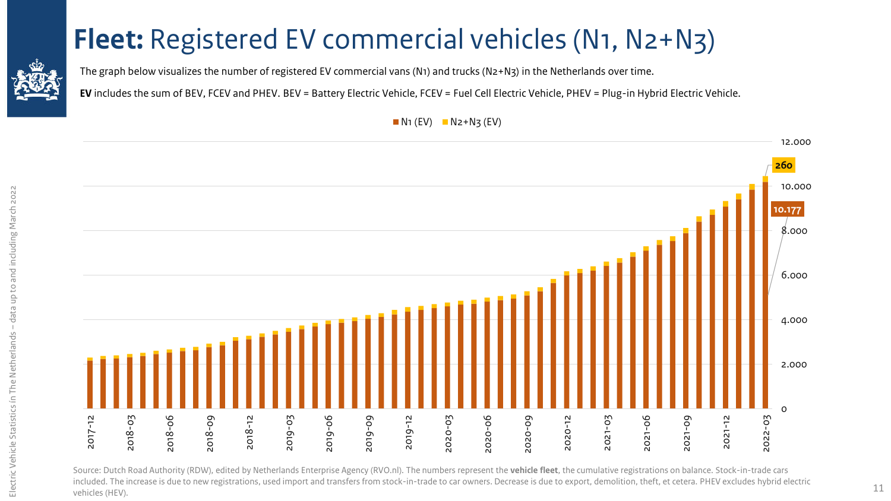# **Fleet:** Registered EV commercial vehicles (N1, N2+N3)

The graph below visualizes the number of registered EV commercial vans (N1) and trucks (N2+N3) in the Netherlands over time.

**EV** includes the sum of BEV, FCEV and PHEV. BEV = Battery Electric Vehicle, FCEV = Fuel Cell Electric Vehicle, PHEV = Plug-in Hybrid Electric Vehicle.

N1 (EV) | N2+N3 (EV)

260

10.177

12.000
10.000
8.000
6.000
4.000
2.000
0

2017-12, 2018-03, 2018-06, 2018-09, 2018-12, 2019-03, 2019-06, 2019-09, 2019-12, 2020-03, 2020-06, 2020-09, 2020-12, 2021-03, 2021-06, 2021-09, 2021-12, 2022-03

Source: Dutch Road Authority (RDW), edited by Netherlands Enterprise Agency (RVO.nl). The numbers represent the **vehicle fleet**, the cumulative registrations on balance. Stock-in-trade cars included. The increase is due to new registrations, used import and transfers from stock-in-trade to car owners. Decrease is due to export, demolition, theft, et cetera. PHEV excludes hybrid electric vehicles (HEV).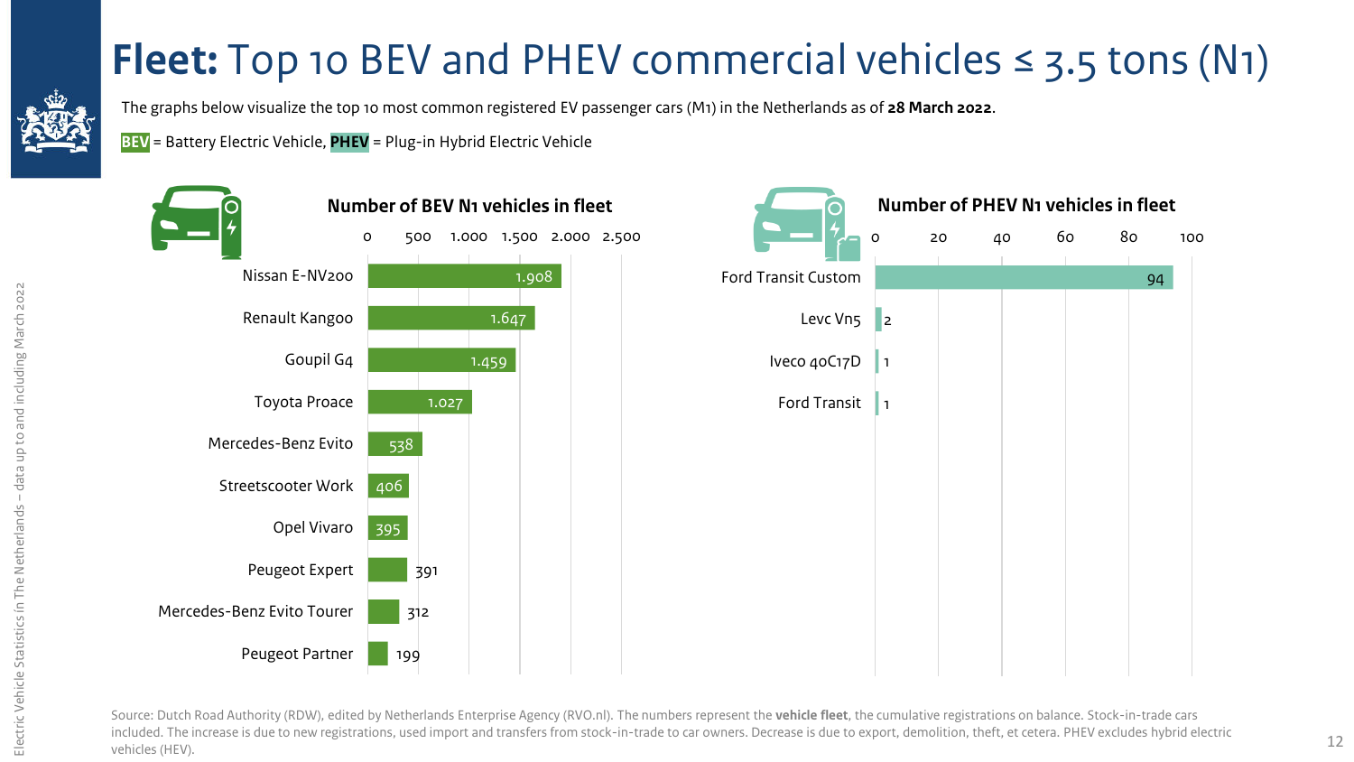# **Fleet:** Top 10 BEV and PHEV commercial vehicles ≤ 3.5 tons (N1)

The graphs below visualize the top 10 most common registered EV passenger cars (M1) in the Netherlands as of **28 March 2022**.

**BEV** = Battery Electric Vehicle, **PHEV** = Plug-in Hybrid Electric Vehicle

**Number of BEV N1 vehicles in fleet**

| Model | Number |
| --- | --- |
| Nissan E-NV200 | 1.908 |
| Renault Kangoo | 1.647 |
| Goupil G4 | 1.459 |
| Toyota Proace | 1.027 |
| Mercedes-Benz Evito | 538 |
| Streetscooter Work | 406 |
| Opel Vivaro | 395 |
| Peugeot Expert | 391 |
| Mercedes-Benz Evito Tourer | 312 |
| Peugeot Partner | 199 |

**Number of PHEV N1 vehicles in fleet**

| Model | Number |
| --- | --- |
| Ford Transit Custom | 94 |
| Levc Vn5 | 2 |
| Iveco 40C17D | 1 |
| Ford Transit | 1 |

Source: Dutch Road Authority (RDW), edited by Netherlands Enterprise Agency (RVO.nl). The numbers represent the **vehicle fleet**, the cumulative registrations on balance. Stock-in-trade cars included. The increase is due to new registrations, used import and transfers from stock-in-trade to car owners. Decrease is due to export, demolition, theft, et cetera. PHEV excludes hybrid electric vehicles (HEV).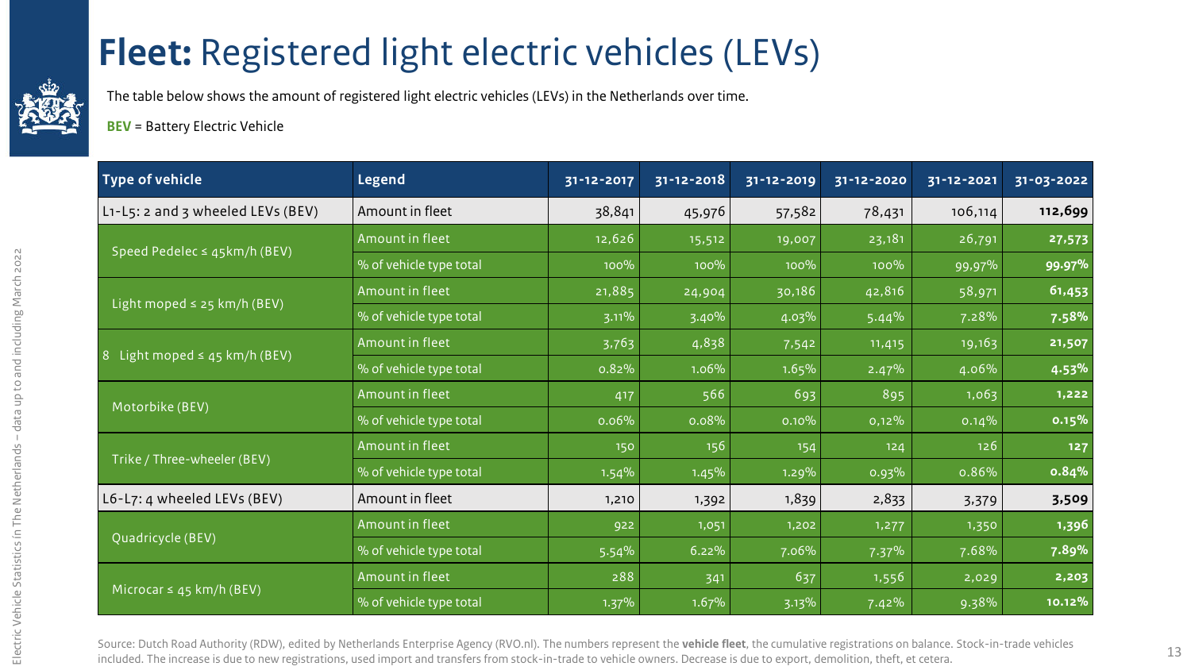# **Fleet:** Registered light electric vehicles (LEVs)

The table below shows the amount of registered light electric vehicles (LEVs) in the Netherlands over time.

**BEV** = Battery Electric Vehicle

| Type of vehicle | Legend | 31-12-2017 | 31-12-2018 | 31-12-2019 | 31-12-2020 | 31-12-2021 | 31-03-2022 |
|---|---|---|---|---|---|---|---|
| L1-L5: 2 and 3 wheeled LEVs (BEV) | Amount in fleet | 38,841 | 45,976 | 57,582 | 78,431 | 106,114 | **112,699** |
| Speed Pedelec ≤ 45km/h (BEV) | Amount in fleet | 12,626 | 15,512 | 19,007 | 23,181 | 26,791 | **27,573** |
| | % of vehicle type total | 100% | 100% | 100% | 100% | 99,97% | **99.97%** |
| Light moped ≤ 25 km/h (BEV) | Amount in fleet | 21,885 | 24,904 | 30,186 | 42,816 | 58,971 | **61,453** |
| | % of vehicle type total | 3.11% | 3.40% | 4.03% | 5.44% | 7.28% | **7.58%** |
| 8 Light moped ≤ 45 km/h (BEV) | Amount in fleet | 3,763 | 4,838 | 7,542 | 11,415 | 19,163 | **21,507** |
| | % of vehicle type total | 0.82% | 1.06% | 1.65% | 2.47% | 4.06% | **4.53%** |
| Motorbike (BEV) | Amount in fleet | 417 | 566 | 693 | 895 | 1,063 | **1,222** |
| | % of vehicle type total | 0.06% | 0.08% | 0.10% | 0,12% | 0.14% | **0.15%** |
| Trike / Three-wheeler (BEV) | Amount in fleet | 150 | 156 | 154 | 124 | 126 | **127** |
| | % of vehicle type total | 1.54% | 1.45% | 1.29% | 0.93% | 0.86% | **0.84%** |
| L6-L7: 4 wheeled LEVs (BEV) | Amount in fleet | 1,210 | 1,392 | 1,839 | 2,833 | 3,379 | **3,509** |
| Quadricycle (BEV) | Amount in fleet | 922 | 1,051 | 1,202 | 1,277 | 1,350 | **1,396** |
| | % of vehicle type total | 5.54% | 6.22% | 7.06% | 7.37% | 7.68% | **7.89%** |
| Microcar ≤ 45 km/h (BEV) | Amount in fleet | 288 | 341 | 637 | 1,556 | 2,029 | **2,203** |
| | % of vehicle type total | 1.37% | 1.67% | 3.13% | 7.42% | 9.38% | **10.12%** |

Source: Dutch Road Authority (RDW), edited by Netherlands Enterprise Agency (RVO.nl). The numbers represent the **vehicle fleet**, the cumulative registrations on balance. Stock-in-trade vehicles included. The increase is due to new registrations, used import and transfers from stock-in-trade to vehicle owners. Decrease is due to export, demolition, theft, et cetera.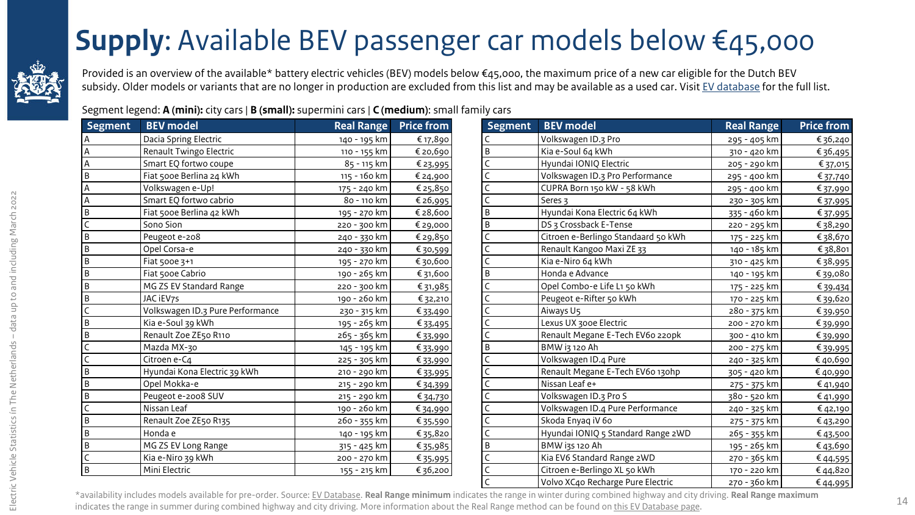# **Supply**: Available BEV passenger car models below €45,000

Provided is an overview of the available* battery electric vehicles (BEV) models below €45,000, the maximum price of a new car eligible for the Dutch BEV subsidy. Older models or variants that are no longer in production are excluded from this list and may be available as a used car. Visit EV database for the full list.

Segment legend: **A (mini):** city cars | **B (small):** supermini cars | **C (medium)**: small family cars

| Segment | BEV model | Real Range | Price from |
|---|---|---|---|
| A | Dacia Spring Electric | 140 - 195 km | € 17,890 |
| A | Renault Twingo Electric | 110 - 155 km | € 20,690 |
| A | Smart EQ fortwo coupe | 85 - 115 km | € 23,995 |
| B | Fiat 500e Berlina 24 kWh | 115 - 160 km | € 24,900 |
| A | Volkswagen e-Up! | 175 - 240 km | € 25,850 |
| A | Smart EQ fortwo cabrio | 80 - 110 km | € 26,995 |
| B | Fiat 500e Berlina 42 kWh | 195 - 270 km | € 28,600 |
| C | Sono Sion | 220 - 300 km | € 29,000 |
| B | Peugeot e-208 | 240 - 330 km | € 29,850 |
| B | Opel Corsa-e | 240 - 330 km | € 30,599 |
| B | Fiat 500e 3+1 | 195 - 270 km | € 30,600 |
| B | Fiat 500e Cabrio | 190 - 265 km | € 31,600 |
| B | MG ZS EV Standard Range | 220 - 300 km | € 31,985 |
| B | JAC iEV7s | 190 - 260 km | € 32,210 |
| C | Volkswagen ID.3 Pure Performance | 230 - 315 km | € 33,490 |
| B | Kia e-Soul 39 kWh | 195 - 265 km | € 33,495 |
| B | Renault Zoe ZE50 R110 | 265 - 365 km | € 33,990 |
| C | Mazda MX-30 | 145 - 195 km | € 33,990 |
| C | Citroen e-C4 | 225 - 305 km | € 33,990 |
| B | Hyundai Kona Electric 39 kWh | 210 - 290 km | € 33,995 |
| B | Opel Mokka-e | 215 - 290 km | € 34,399 |
| B | Peugeot e-2008 SUV | 215 - 290 km | € 34,730 |
| C | Nissan Leaf | 190 - 260 km | € 34,990 |
| B | Renault Zoe ZE50 R135 | 260 - 355 km | € 35,590 |
| B | Honda e | 140 - 195 km | € 35,820 |
| B | MG ZS EV Long Range | 315 - 425 km | € 35,985 |
| C | Kia e-Niro 39 kWh | 200 - 270 km | € 35,995 |
| B | Mini Electric | 155 - 215 km | € 36,200 |
| C | Volkswagen ID.3 Pro | 295 - 405 km | € 36,240 |
| B | Kia e-Soul 64 kWh | 310 - 420 km | € 36,495 |
| C | Hyundai IONIQ Electric | 205 - 290 km | € 37,015 |
| C | Volkswagen ID.3 Pro Performance | 295 - 400 km | € 37,740 |
| C | CUPRA Born 150 kW - 58 kWh | 295 - 400 km | € 37,990 |
| C | Seres 3 | 230 - 305 km | € 37,995 |
| B | Hyundai Kona Electric 64 kWh | 335 - 460 km | € 37,995 |
| B | DS 3 Crossback E-Tense | 220 - 295 km | € 38,290 |
| C | Citroen e-Berlingo Standaard 50 kWh | 175 - 225 km | € 38,670 |
| C | Renault Kangoo Maxi ZE 33 | 140 - 185 km | € 38,801 |
| C | Kia e-Niro 64 kWh | 310 - 425 km | € 38,995 |
| B | Honda e Advance | 140 - 195 km | € 39,080 |
| C | Opel Combo-e Life L1 50 kWh | 175 - 225 km | € 39,434 |
| C | Peugeot e-Rifter 50 kWh | 170 - 225 km | € 39,620 |
| C | Aiways U5 | 280 - 375 km | € 39,950 |
| C | Lexus UX 300e Electric | 200 - 270 km | € 39,990 |
| C | Renault Megane E-Tech EV60 220pk | 300 - 410 km | € 39,990 |
| B | BMW i3 120 Ah | 200 - 275 km | € 39,995 |
| C | Volkswagen ID.4 Pure | 240 - 325 km | € 40,690 |
| C | Renault Megane E-Tech EV60 130hp | 305 - 420 km | € 40,990 |
| C | Nissan Leaf e+ | 275 - 375 km | € 41,940 |
| C | Volkswagen ID.3 Pro S | 380 - 520 km | € 41,990 |
| C | Volkswagen ID.4 Pure Performance | 240 - 325 km | € 42,190 |
| C | Skoda Enyaq iV 60 | 275 - 375 km | € 43,290 |
| C | Hyundai IONIQ 5 Standard Range 2WD | 265 - 355 km | € 43,500 |
| B | BMW i3s 120 Ah | 195 - 265 km | € 43,690 |
| C | Kia EV6 Standard Range 2WD | 270 - 365 km | € 44,595 |
| C | Citroen e-Berlingo XL 50 kWh | 170 - 220 km | € 44,820 |
| C | Volvo XC40 Recharge Pure Electric | 270 - 360 km | € 44,995 |

*availability includes models available for pre-order. Source: EV Database. **Real Range minimum** indicates the range in winter during combined highway and city driving. **Real Range maximum** indicates the range in summer during combined highway and city driving. More information about the Real Range method can be found on this EV Database page.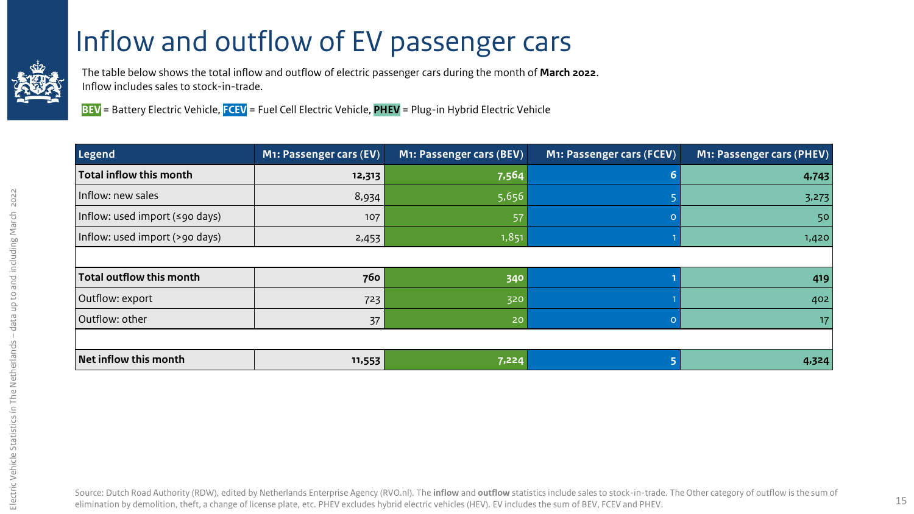# Inflow and outflow of EV passenger cars

The table below shows the total inflow and outflow of electric passenger cars during the month of **March 2022**.
Inflow includes sales to stock-in-trade.

**BEV** = Battery Electric Vehicle, **FCEV** = Fuel Cell Electric Vehicle, **PHEV** = Plug-in Hybrid Electric Vehicle

| Legend | M1: Passenger cars (EV) | M1: Passenger cars (BEV) | M1: Passenger cars (FCEV) | M1: Passenger cars (PHEV) |
|---|---|---|---|---|
| **Total inflow this month** | **12,313** | **7,564** | **6** | **4,743** |
| Inflow: new sales | 8,934 | 5,656 | 5 | 3,273 |
| Inflow: used import (≤90 days) | 107 | 57 | 0 | 50 |
| Inflow: used import (>90 days) | 2,453 | 1,851 | 1 | 1,420 |
| | | | | |
| **Total outflow this month** | **760** | **340** | **1** | **419** |
| Outflow: export | 723 | 320 | 1 | 402 |
| Outflow: other | 37 | 20 | 0 | 17 |
| | | | | |
| **Net inflow this month** | **11,553** | **7,224** | **5** | **4,324** |

Source: Dutch Road Authority (RDW), edited by Netherlands Enterprise Agency (RVO.nl). The **inflow** and **outflow** statistics include sales to stock-in-trade. The Other category of outflow is the sum of elimination by demolition, theft, a change of license plate, etc. PHEV excludes hybrid electric vehicles (HEV). EV includes the sum of BEV, FCEV and PHEV.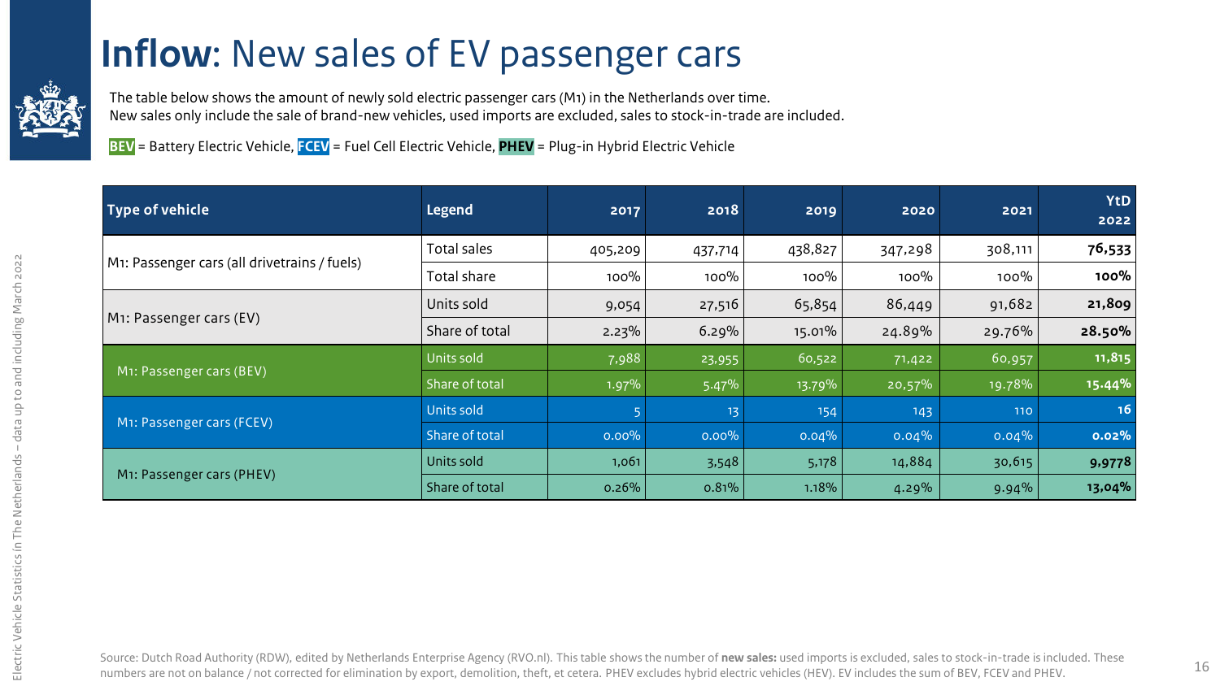# **Inflow**: New sales of EV passenger cars

The table below shows the amount of newly sold electric passenger cars (M1) in the Netherlands over time.
New sales only include the sale of brand-new vehicles, used imports are excluded, sales to stock-in-trade are included.

**BEV** = Battery Electric Vehicle, **FCEV** = Fuel Cell Electric Vehicle, **PHEV** = Plug-in Hybrid Electric Vehicle

| Type of vehicle | Legend | 2017 | 2018 | 2019 | 2020 | 2021 | YtD 2022 |
|---|---|---|---|---|---|---|---|
| M1: Passenger cars (all drivetrains / fuels) | Total sales | 405,209 | 437,714 | 438,827 | 347,298 | 308,111 | **76,533** |
| | Total share | 100% | 100% | 100% | 100% | 100% | **100%** |
| M1: Passenger cars (EV) | Units sold | 9,054 | 27,516 | 65,854 | 86,449 | 91,682 | **21,809** |
| | Share of total | 2.23% | 6.29% | 15.01% | 24.89% | 29.76% | **28.50%** |
| M1: Passenger cars (BEV) | Units sold | 7,988 | 23,955 | 60,522 | 71,422 | 60,957 | **11,815** |
| | Share of total | 1.97% | 5.47% | 13.79% | 20,57% | 19.78% | **15.44%** |
| M1: Passenger cars (FCEV) | Units sold | 5 | 13 | 154 | 143 | 110 | **16** |
| | Share of total | 0.00% | 0.00% | 0.04% | 0.04% | 0.04% | **0.02%** |
| M1: Passenger cars (PHEV) | Units sold | 1,061 | 3,548 | 5,178 | 14,884 | 30,615 | **9,9778** |
| | Share of total | 0.26% | 0.81% | 1.18% | 4.29% | 9.94% | **13,04%** |

Source: Dutch Road Authority (RDW), edited by Netherlands Enterprise Agency (RVO.nl). This table shows the number of **new sales:** used imports is excluded, sales to stock-in-trade is included. These numbers are not on balance / not corrected for elimination by export, demolition, theft, et cetera. PHEV excludes hybrid electric vehicles (HEV). EV includes the sum of BEV, FCEV and PHEV.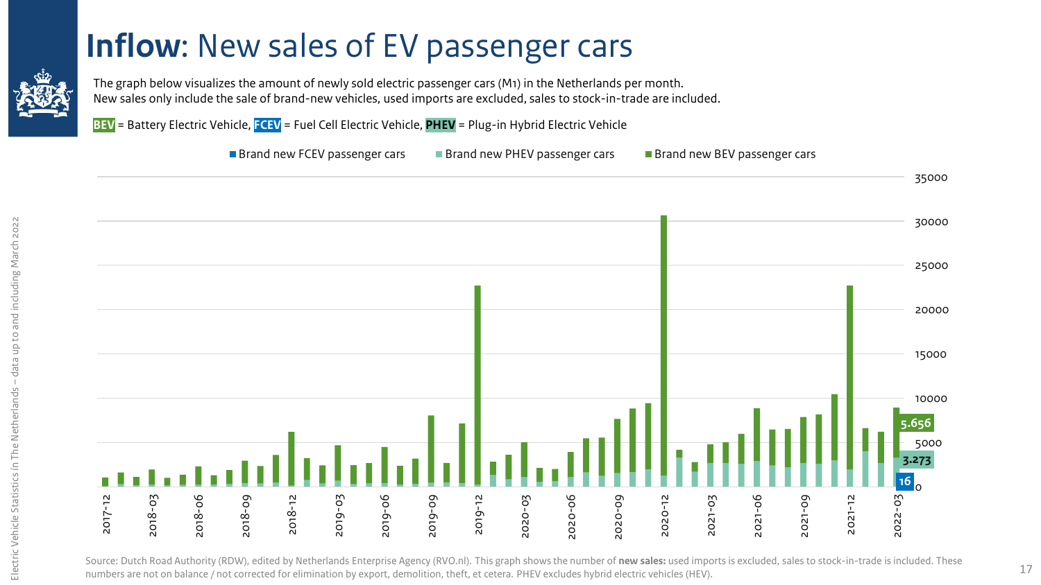# **Inflow**: New sales of EV passenger cars

The graph below visualizes the amount of newly sold electric passenger cars (M1) in the Netherlands per month.
New sales only include the sale of brand-new vehicles, used imports are excluded, sales to stock-in-trade are included.

**BEV** = Battery Electric Vehicle, **FCEV** = Fuel Cell Electric Vehicle, **PHEV** = Plug-in Hybrid Electric Vehicle

Brand new FCEV passenger cars | Brand new PHEV passenger cars | Brand new BEV passenger cars

2022-03: BEV 5.656, PHEV 3.273, FCEV 16

Source: Dutch Road Authority (RDW), edited by Netherlands Enterprise Agency (RVO.nl). This graph shows the number of **new sales:** used imports is excluded, sales to stock-in-trade is included. These numbers are not on balance / not corrected for elimination by export, demolition, theft, et cetera. PHEV excludes hybrid electric vehicles (HEV).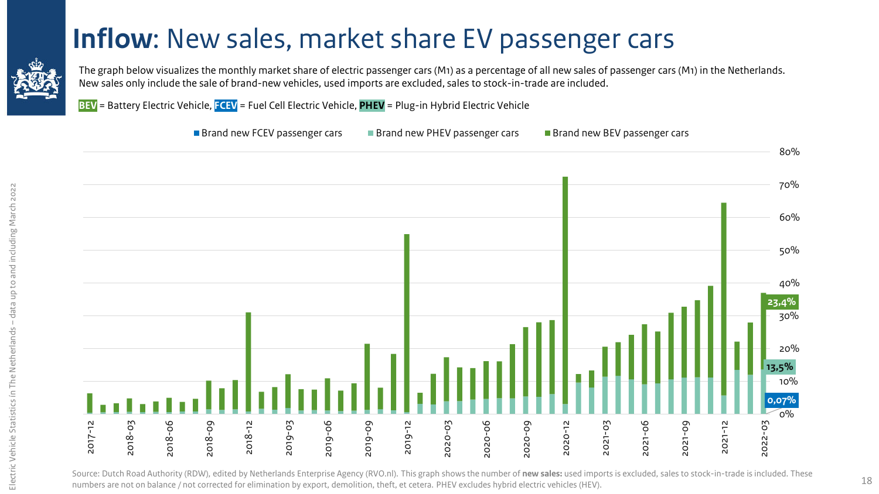# **Inflow**: New sales, market share EV passenger cars

The graph below visualizes the monthly market share of electric passenger cars (M1) as a percentage of all new sales of passenger cars (M1) in the Netherlands. New sales only include the sale of brand-new vehicles, used imports are excluded, sales to stock-in-trade are included.

**BEV** = Battery Electric Vehicle, **FCEV** = Fuel Cell Electric Vehicle, **PHEV** = Plug-in Hybrid Electric Vehicle

Brand new FCEV passenger cars · Brand new PHEV passenger cars · Brand new BEV passenger cars

23,4%
13,5%
0,07%

Source: Dutch Road Authority (RDW), edited by Netherlands Enterprise Agency (RVO.nl). This graph shows the number of **new sales:** used imports is excluded, sales to stock-in-trade is included. These numbers are not on balance / not corrected for elimination by export, demolition, theft, et cetera. PHEV excludes hybrid electric vehicles (HEV).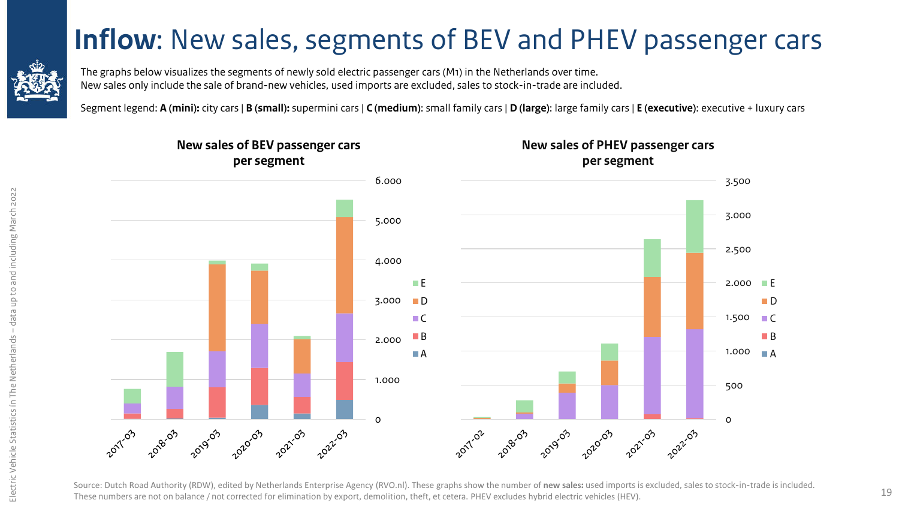# **Inflow**: New sales, segments of BEV and PHEV passenger cars

The graphs below visualizes the segments of newly sold electric passenger cars (M1) in the Netherlands over time.
New sales only include the sale of brand-new vehicles, used imports are excluded, sales to stock-in-trade are included.

Segment legend: **A (mini):** city cars | **B (small):** supermini cars | **C (medium)**: small family cars | **D (large)**: large family cars | **E (executive)**: executive + luxury cars

**New sales of BEV passenger cars per segment**

**New sales of PHEV passenger cars per segment**

Source: Dutch Road Authority (RDW), edited by Netherlands Enterprise Agency (RVO.nl). These graphs show the number of **new sales:** used imports is excluded, sales to stock-in-trade is included.
These numbers are not on balance / not corrected for elimination by export, demolition, theft, et cetera. PHEV excludes hybrid electric vehicles (HEV).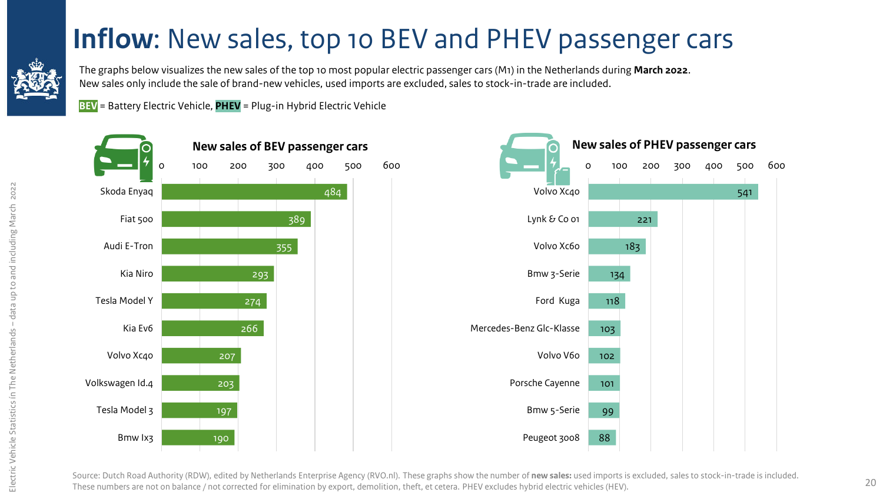# **Inflow**: New sales, top 10 BEV and PHEV passenger cars

The graphs below visualizes the new sales of the top 10 most popular electric passenger cars (M1) in the Netherlands during **March 2022**.
New sales only include the sale of brand-new vehicles, used imports are excluded, sales to stock-in-trade are included.

**BEV** = Battery Electric Vehicle, **PHEV** = Plug-in Hybrid Electric Vehicle

### New sales of BEV passenger cars

| Model | New sales |
|---|---|
| Skoda Enyaq | 484 |
| Fiat 500 | 389 |
| Audi E-Tron | 355 |
| Kia Niro | 293 |
| Tesla Model Y | 274 |
| Kia Ev6 | 266 |
| Volvo Xc40 | 207 |
| Volkswagen Id.4 | 203 |
| Tesla Model 3 | 197 |
| Bmw Ix3 | 190 |

### New sales of PHEV passenger cars

| Model | New sales |
|---|---|
| Volvo Xc40 | 541 |
| Lynk & Co 01 | 221 |
| Volvo Xc60 | 183 |
| Bmw 3-Serie | 134 |
| Ford Kuga | 118 |
| Mercedes-Benz Glc-Klasse | 103 |
| Volvo V60 | 102 |
| Porsche Cayenne | 101 |
| Bmw 5-Serie | 99 |
| Peugeot 3008 | 88 |

Source: Dutch Road Authority (RDW), edited by Netherlands Enterprise Agency (RVO.nl). These graphs show the number of **new sales:** used imports is excluded, sales to stock-in-trade is included. These numbers are not on balance / not corrected for elimination by export, demolition, theft, et cetera. PHEV excludes hybrid electric vehicles (HEV).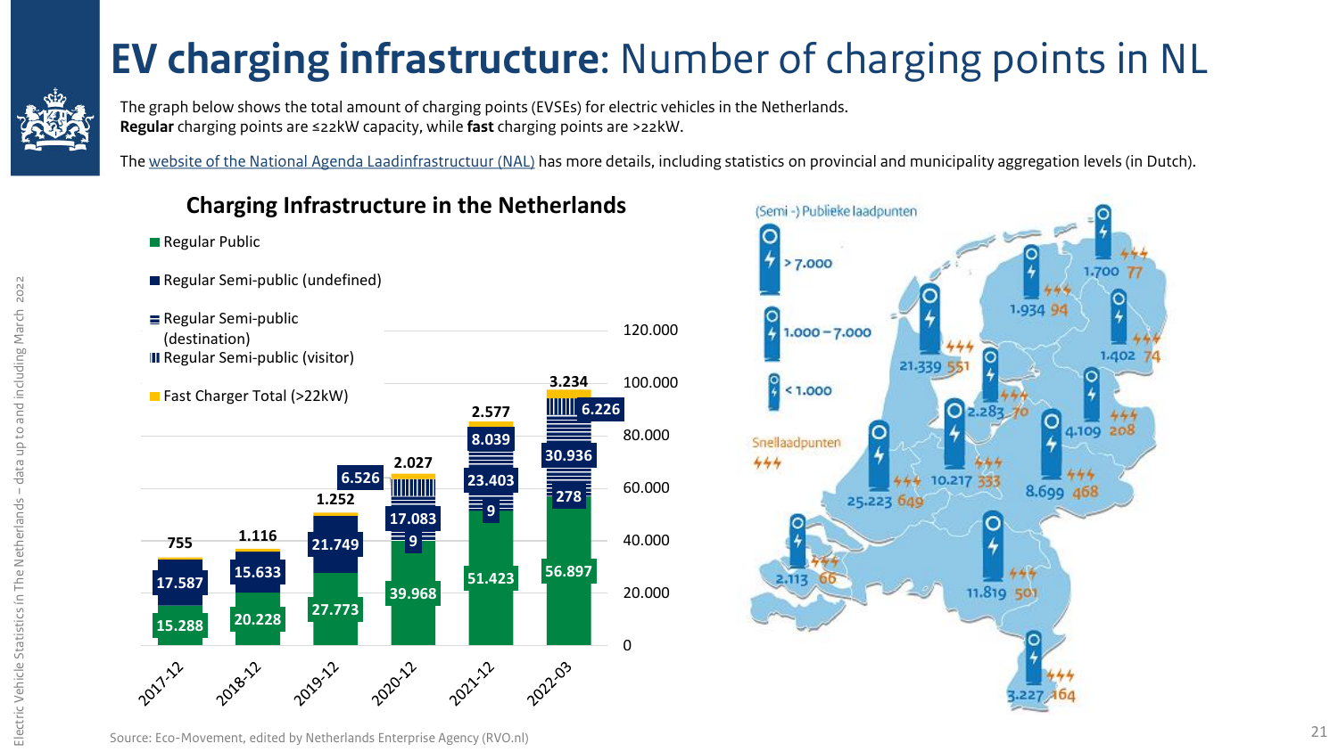# **EV charging infrastructure**: Number of charging points in NL

The graph below shows the total amount of charging points (EVSEs) for electric vehicles in the Netherlands.
**Regular** charging points are ≤22kW capacity, while **fast** charging points are >22kW.

The website of the National Agenda Laadinfrastructuur (NAL) has more details, including statistics on provincial and municipality aggregation levels (in Dutch).

## Charging Infrastructure in the Netherlands

| | Regular Public | Regular Semi-public (undefined) | Regular Semi-public (destination) | Regular Semi-public (visitor) | Fast Charger Total (>22kW) |
|---|---|---|---|---|---|
| 2017-12 | 15.288 | 17.587 | | | 755 |
| 2018-12 | 20.228 | 15.633 | | | 1.116 |
| 2019-12 | 27.773 | 21.749 | | | 1.252 |
| 2020-12 | 39.968 | 9 | 17.083 | 6.526 | 2.027 |
| 2021-12 | 51.423 | 9 | 23.403 | 8.039 | 2.577 |
| 2022-03 | 56.897 | 278 | 30.936 | 6.226 | 3.234 |

(Semi -) Publieke laadpunten

- > 7.000
- 1.000 – 7.000
- < 1.000

Snellaadpunten

| (Semi -) Publieke laadpunten | Snellaadpunten |
|---|---|
| 1.700 | 77 |
| 1.934 | 94 |
| 1.402 | 74 |
| 21.339 | 551 |
| 2.283 | 70 |
| 4.109 | 208 |
| 10.217 | 333 |
| 25.223 | 649 |
| 8.699 | 468 |
| 2.113 | 66 |
| 11.819 | 501 |
| 3.227 | 164 |

Source: Eco-Movement, edited by Netherlands Enterprise Agency (RVO.nl)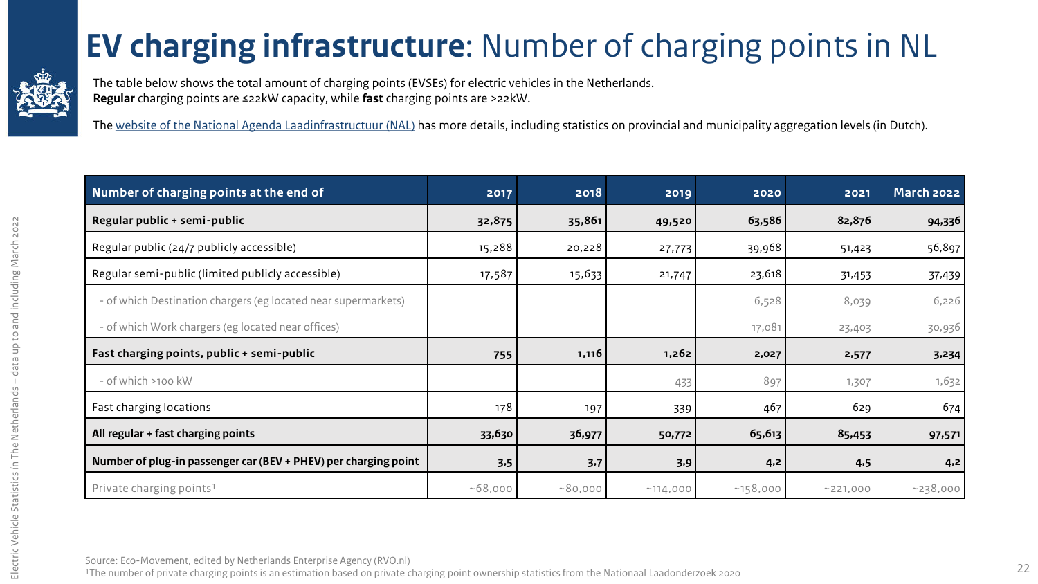# **EV charging infrastructure**: Number of charging points in NL

The table below shows the total amount of charging points (EVSEs) for electric vehicles in the Netherlands.
**Regular** charging points are ≤22kW capacity, while **fast** charging points are >22kW.

The website of the National Agenda Laadinfrastructuur (NAL) has more details, including statistics on provincial and municipality aggregation levels (in Dutch).

| Number of charging points at the end of | 2017 | 2018 | 2019 | 2020 | 2021 | March 2022 |
|---|---|---|---|---|---|---|
| **Regular public + semi-public** | **32,875** | **35,861** | **49,520** | **63,586** | **82,876** | **94,336** |
| Regular public (24/7 publicly accessible) | 15,288 | 20,228 | 27,773 | 39,968 | 51,423 | 56,897 |
| Regular semi-public (limited publicly accessible) | 17,587 | 15,633 | 21,747 | 23,618 | 31,453 | 37,439 |
| - of which Destination chargers (eg located near supermarkets) | | | | 6,528 | 8,039 | 6,226 |
| - of which Work chargers (eg located near offices) | | | | 17,081 | 23,403 | 30,936 |
| **Fast charging points, public + semi-public** | **755** | **1,116** | **1,262** | **2,027** | **2,577** | **3,234** |
| - of which >100 kW | | | 433 | 897 | 1,307 | 1,632 |
| Fast charging locations | 178 | 197 | 339 | 467 | 629 | 674 |
| **All regular + fast charging points** | **33,630** | **36,977** | **50,772** | **65,613** | **85,453** | **97,571** |
| **Number of plug-in passenger car (BEV + PHEV) per charging point** | **3.5** | **3.7** | **3.9** | **4.2** | **4.5** | **4.2** |
| Private charging points[1] | ~68,000 | ~80,000 | ~114,000 | ~158,000 | ~221,000 | ~238,000 |

Source: Eco-Movement, edited by Netherlands Enterprise Agency (RVO.nl)
[1]The number of private charging points is an estimation based on private charging point ownership statistics from the Nationaal Laadonderzoek 2020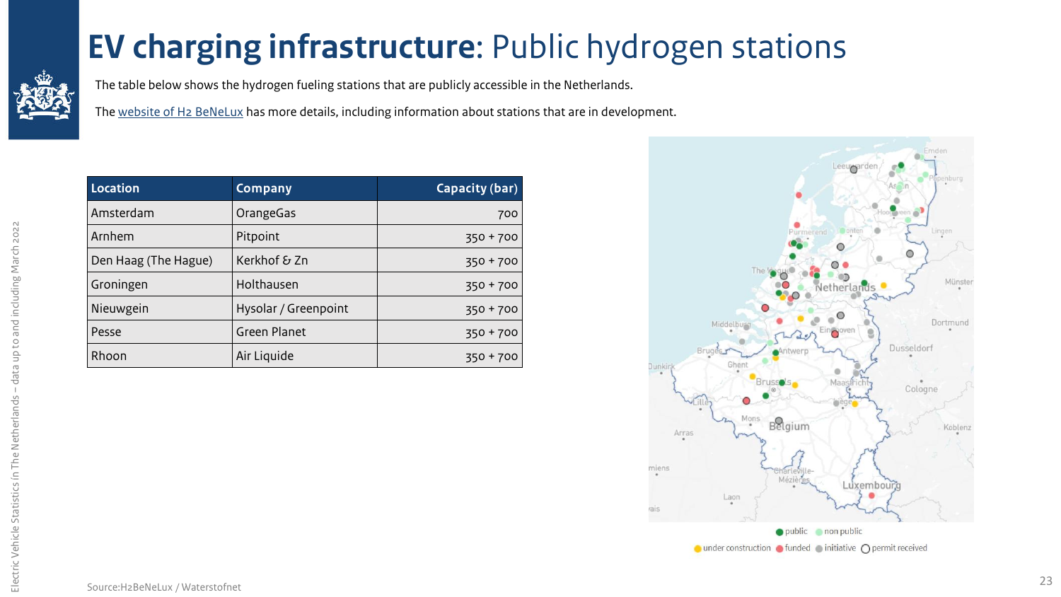# EV charging infrastructure: Public hydrogen stations

The table below shows the hydrogen fueling stations that are publicly accessible in the Netherlands.

The website of H2 BeNeLux has more details, including information about stations that are in development.

| Location | Company | Capacity (bar) |
|---|---|---:|
| Amsterdam | OrangeGas | 700 |
| Arnhem | Pitpoint | 350 + 700 |
| Den Haag (The Hague) | Kerkhof & Zn | 350 + 700 |
| Groningen | Holthausen | 350 + 700 |
| Nieuwgein | Hysolar / Greenpoint | 350 + 700 |
| Pesse | Green Planet | 350 + 700 |
| Rhoon | Air Liquide | 350 + 700 |

public non public

under construction funded initiative permit received

Source:H2BeNeLux / Waterstofnet